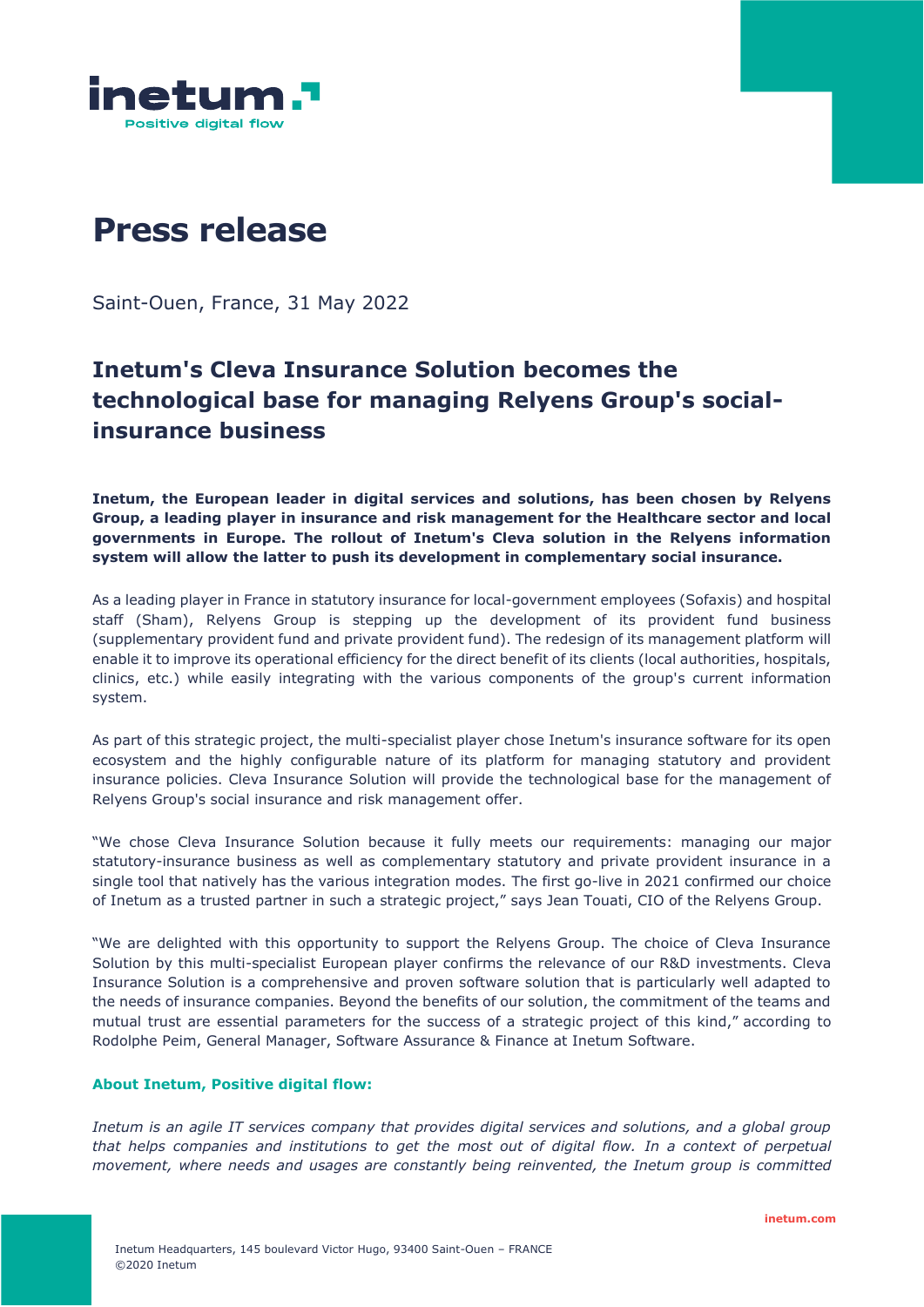# Press release

Saint-Ouen, France, 31 May 2022

## Inetum's Cleva Insurance Solution becomes the technological base for managing Relyens Group's social-insurance business

**Inetum, the European leader in digital services and solutions, has been chosen by Relyens Group, a leading player in insurance and risk management for the Healthcare sector and local governments in Europe. The rollout of Inetum's Cleva solution in the Relyens information system will allow the latter to push its development in complementary social insurance.**

As a leading player in France in statutory insurance for local-government employees (Sofaxis) and hospital staff (Sham), Relyens Group is stepping up the development of its provident fund business (supplementary provident fund and private provident fund). The redesign of its management platform will enable it to improve its operational efficiency for the direct benefit of its clients (local authorities, hospitals, clinics, etc.) while easily integrating with the various components of the group's current information system.

As part of this strategic project, the multi-specialist player chose Inetum's insurance software for its open ecosystem and the highly configurable nature of its platform for managing statutory and provident insurance policies. Cleva Insurance Solution will provide the technological base for the management of Relyens Group's social insurance and risk management offer.

"We chose Cleva Insurance Solution because it fully meets our requirements: managing our major statutory-insurance business as well as complementary statutory and private provident insurance in a single tool that natively has the various integration modes. The first go-live in 2021 confirmed our choice of Inetum as a trusted partner in such a strategic project," says Jean Touati, CIO of the Relyens Group.

"We are delighted with this opportunity to support the Relyens Group. The choice of Cleva Insurance Solution by this multi-specialist European player confirms the relevance of our R&D investments. Cleva Insurance Solution is a comprehensive and proven software solution that is particularly well adapted to the needs of insurance companies. Beyond the benefits of our solution, the commitment of the teams and mutual trust are essential parameters for the success of a strategic project of this kind," according to Rodolphe Peim, General Manager, Software Assurance & Finance at Inetum Software.

### About Inetum, Positive digital flow:

*Inetum is an agile IT services company that provides digital services and solutions, and a global group that helps companies and institutions to get the most out of digital flow. In a context of perpetual movement, where needs and usages are constantly being reinvented, the Inetum group is committed*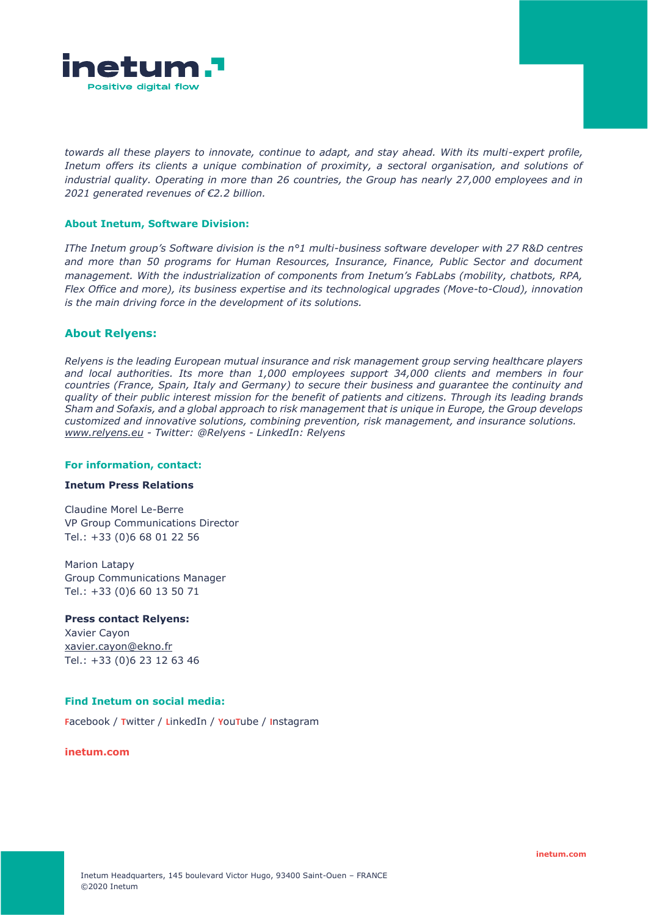*towards all these players to innovate, continue to adapt, and stay ahead. With its multi-expert profile, Inetum offers its clients a unique combination of proximity, a sectoral organisation, and solutions of industrial quality. Operating in more than 26 countries, the Group has nearly 27,000 employees and in 2021 generated revenues of €2.2 billion.*

**About Inetum, Software Division:**

*IThe Inetum group's Software division is the n°1 multi-business software developer with 27 R&D centres and more than 50 programs for Human Resources, Insurance, Finance, Public Sector and document management. With the industrialization of components from Inetum's FabLabs (mobility, chatbots, RPA, Flex Office and more), its business expertise and its technological upgrades (Move-to-Cloud), innovation is the main driving force in the development of its solutions.*

## About Relyens:

*Relyens is the leading European mutual insurance and risk management group serving healthcare players and local authorities. Its more than 1,000 employees support 34,000 clients and members in four countries (France, Spain, Italy and Germany) to secure their business and guarantee the continuity and quality of their public interest mission for the benefit of patients and citizens. Through its leading brands Sham and Sofaxis, and a global approach to risk management that is unique in Europe, the Group develops customized and innovative solutions, combining prevention, risk management, and insurance solutions. www.relyens.eu - Twitter: @Relyens - LinkedIn: Relyens*

**For information, contact:**

**Inetum Press Relations**

Claudine Morel Le-Berre
VP Group Communications Director
Tel.: +33 (0)6 68 01 22 56

Marion Latapy
Group Communications Manager
Tel.: +33 (0)6 60 13 50 71

**Press contact Relyens:**
Xavier Cayon
xavier.cayon@ekno.fr
Tel.: +33 (0)6 23 12 63 46

**Find Inetum on social media:**

Facebook / Twitter / LinkedIn / YouTube / Instagram

**inetum.com**

Inetum Headquarters, 145 boulevard Victor Hugo, 93400 Saint-Ouen – FRANCE
©2020 Inetum